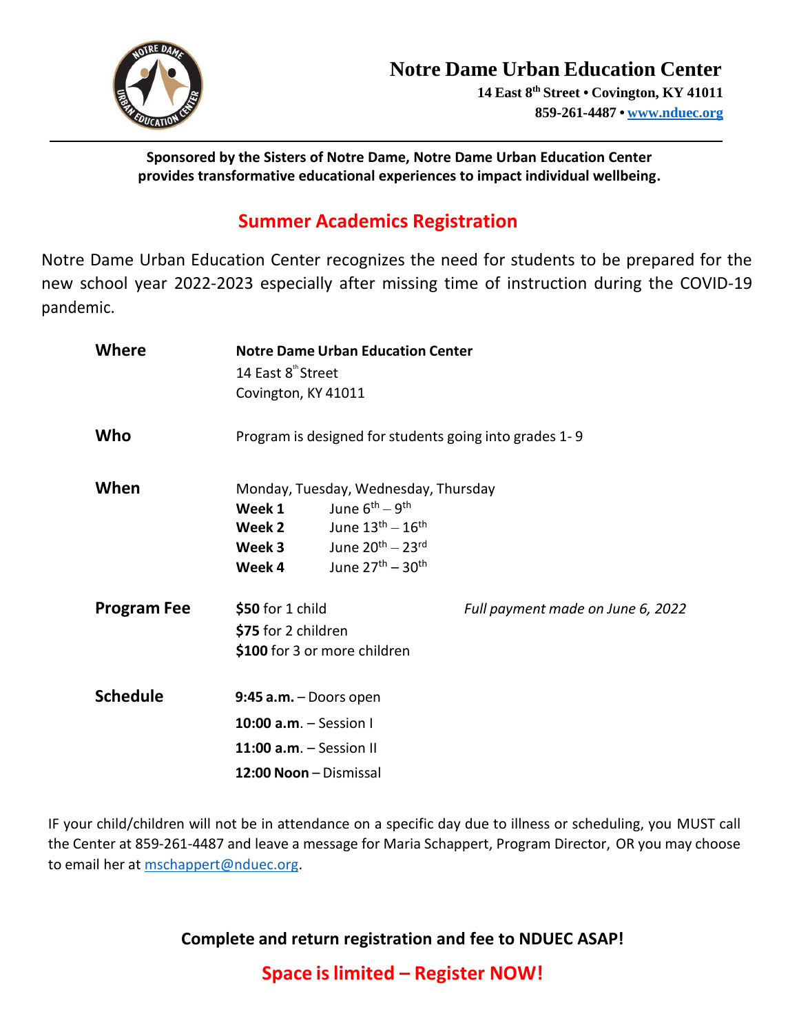# Notre Dame Urban Education Center

**14 East 8th Street • Covington, KY 41011**
**859-261-4487 • www.nduec.org**

---

**Sponsored by the Sisters of Notre Dame, Notre Dame Urban Education Center provides transformative educational experiences to impact individual wellbeing.**

## Summer Academics Registration

Notre Dame Urban Education Center recognizes the need for students to be prepared for the new school year 2022-2023 especially after missing time of instruction during the COVID-19 pandemic.

**Where**

**Notre Dame Urban Education Center**
14 East 8th Street
Covington, KY 41011

**Who**

Program is designed for students going into grades 1- 9

**When**

Monday, Tuesday, Wednesday, Thursday

| | |
|---|---|
| **Week 1** | June 6th – 9th |
| **Week 2** | June 13th – 16th |
| **Week 3** | June 20th – 23rd |
| **Week 4** | June 27th – 30th |

**Program Fee**

**$50** for 1 child
**$75** for 2 children
**$100** for 3 or more children

*Full payment made on June 6, 2022*

**Schedule**

**9:45 a.m.** – Doors open
**10:00 a.m**. – Session I
**11:00 a.m**. – Session II
**12:00 Noon** – Dismissal

IF your child/children will not be in attendance on a specific day due to illness or scheduling, you MUST call the Center at 859-261-4487 and leave a message for Maria Schappert, Program Director, OR you may choose to email her at mschappert@nduec.org.

**Complete and return registration and fee to NDUEC ASAP!**

**Space is limited – Register NOW!**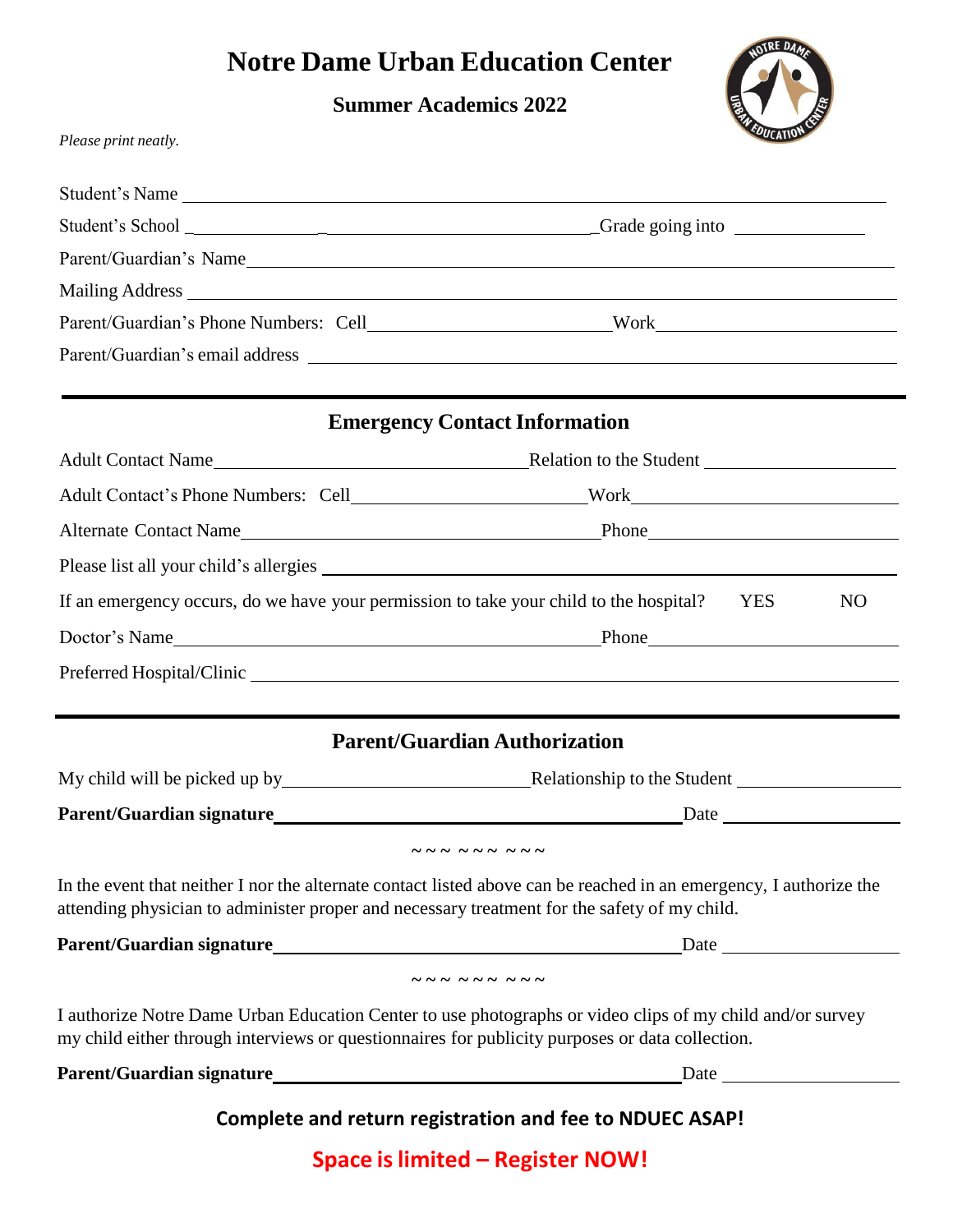# Notre Dame Urban Education Center

## Summer Academics 2022

*Please print neatly.*

Student's Name ______________________________________________

Student's School ______________________________ Grade going into ____________

Parent/Guardian's Name ______________________________________________

Mailing Address ______________________________________________

Parent/Guardian's Phone Numbers: Cell ____________________ Work ____________________

Parent/Guardian's email address ______________________________________________

---

## Emergency Contact Information

Adult Contact Name ____________________ Relation to the Student ____________________

Adult Contact's Phone Numbers: Cell ____________________ Work ____________________

Alternate Contact Name ____________________ Phone ____________________

Please list all your child's allergies ______________________________________________

If an emergency occurs, do we have your permission to take your child to the hospital? YES NO

Doctor's Name ____________________ Phone ____________________

Preferred Hospital/Clinic ______________________________________________

---

## Parent/Guardian Authorization

My child will be picked up by ____________________ Relationship to the Student ____________________

**Parent/Guardian signature** ______________________________ Date ____________

~~~ ~~~ ~~~

In the event that neither I nor the alternate contact listed above can be reached in an emergency, I authorize the attending physician to administer proper and necessary treatment for the safety of my child.

**Parent/Guardian signature** ______________________________ Date ____________

~~~ ~~~ ~~~

I authorize Notre Dame Urban Education Center to use photographs or video clips of my child and/or survey my child either through interviews or questionnaires for publicity purposes or data collection.

**Parent/Guardian signature** ______________________________ Date ____________

**Complete and return registration and fee to NDUEC ASAP!**

**Space is limited – Register NOW!**